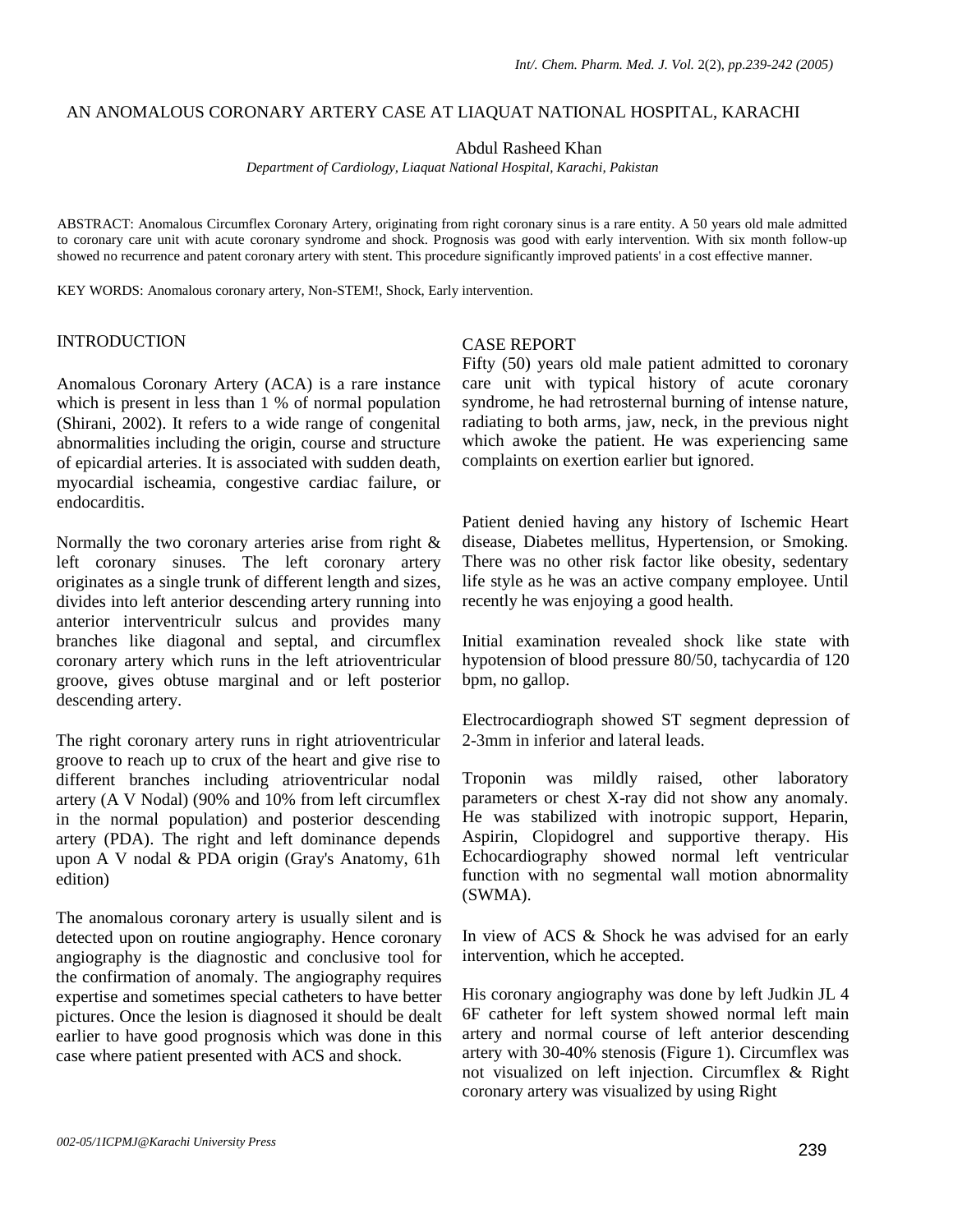# AN ANOMALOUS CORONARY ARTERY CASE AT LIAQUAT NATIONAL HOSPITAL, KARACHI

Abdul Rasheed Khan

*Department of Cardiology, Liaquat National Hospital, Karachi, Pakistan*

ABSTRACT: Anomalous Circumflex Coronary Artery, originating from right coronary sinus is a rare entity. A 50 years old male admitted to coronary care unit with acute coronary syndrome and shock. Prognosis was good with early intervention. With six month follow-up showed no recurrence and patent coronary artery with stent. This procedure significantly improved patients' in a cost effective manner.

KEY WORDS: Anomalous coronary artery, Non-STEM!, Shock, Early intervention.

## INTRODUCTION

Anomalous Coronary Artery (ACA) is a rare instance which is present in less than 1 % of normal population (Shirani, 2002). It refers to a wide range of congenital abnormalities including the origin, course and structure of epicardial arteries. It is associated with sudden death, myocardial ischeamia, congestive cardiac failure, or endocarditis.

Normally the two coronary arteries arise from right & left coronary sinuses. The left coronary artery originates as a single trunk of different length and sizes, divides into left anterior descending artery running into anterior interventriculr sulcus and provides many branches like diagonal and septal, and circumflex coronary artery which runs in the left atrioventricular groove, gives obtuse marginal and or left posterior descending artery.

The right coronary artery runs in right atrioventricular groove to reach up to crux of the heart and give rise to different branches including atrioventricular nodal artery (A V Nodal) (90% and 10% from left circumflex in the normal population) and posterior descending artery (PDA). The right and left dominance depends upon A V nodal & PDA origin (Gray's Anatomy, 61h edition)

The anomalous coronary artery is usually silent and is detected upon on routine angiography. Hence coronary angiography is the diagnostic and conclusive tool for the confirmation of anomaly. The angiography requires expertise and sometimes special catheters to have better pictures. Once the lesion is diagnosed it should be dealt earlier to have good prognosis which was done in this case where patient presented with ACS and shock.

## CASE REPORT

Fifty (50) years old male patient admitted to coronary care unit with typical history of acute coronary syndrome, he had retrosternal burning of intense nature, radiating to both arms, jaw, neck, in the previous night which awoke the patient. He was experiencing same complaints on exertion earlier but ignored.

Patient denied having any history of Ischemic Heart disease, Diabetes mellitus, Hypertension, or Smoking. There was no other risk factor like obesity, sedentary life style as he was an active company employee. Until recently he was enjoying a good health.

Initial examination revealed shock like state with hypotension of blood pressure 80/50, tachycardia of 120 bpm, no gallop.

Electrocardiograph showed ST segment depression of 2-3mm in inferior and lateral leads.

Troponin was mildly raised, other laboratory parameters or chest X-ray did not show any anomaly. He was stabilized with inotropic support, Heparin, Aspirin, Clopidogrel and supportive therapy. His Echocardiography showed normal left ventricular function with no segmental wall motion abnormality (SWMA).

In view of ACS & Shock he was advised for an early intervention, which he accepted.

His coronary angiography was done by left Judkin JL 4 6F catheter for left system showed normal left main artery and normal course of left anterior descending artery with 30-40% stenosis (Figure 1). Circumflex was not visualized on left injection. Circumflex & Right coronary artery was visualized by using Right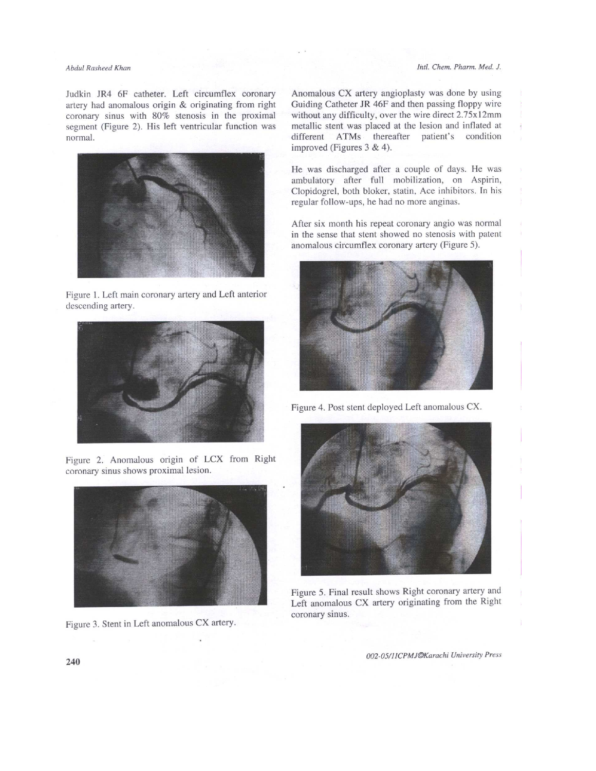Judkin JR4 6F catheter. Left circumflex coronary artery had anomalous origin & originating from right coronary sinus with 80% stenosis in the proximal segment (Figure 2). His left ventricular function was normal.

Figure 1. Left main coronary artery and Left anterior descending artery.

Figure 2. Anomalous origin of LCX from Right coronary sinus shows proximal lesion.

Figure 3. Stent in Left anomalous CX artery.

Anomalous CX artery angioplasty was done by using Guiding Catheter JR 46F and then passing floppy wire without any difficulty, over the wire direct 2.75x12mm metallic stent was placed at the lesion and inflated at different ATMs thereafter patient's condition improved (Figures 3 & 4).

He was discharged after a couple of days. He was ambulatory after full mobilization, on Aspirin, Clopidogrel, both bloker, statin, Ace inhibitors. In his regular follow-ups, he had no more anginas.

After six month his repeat coronary angio was normal in the sense that stent showed no stenosis with patent anomalous circumflex coronary artery (Figure 5).

Figure 4. Post stent deployed Left anomalous CX.

Figure 5. Final result shows Right coronary artery and Left anomalous CX artery originating from the Right coronary sinus.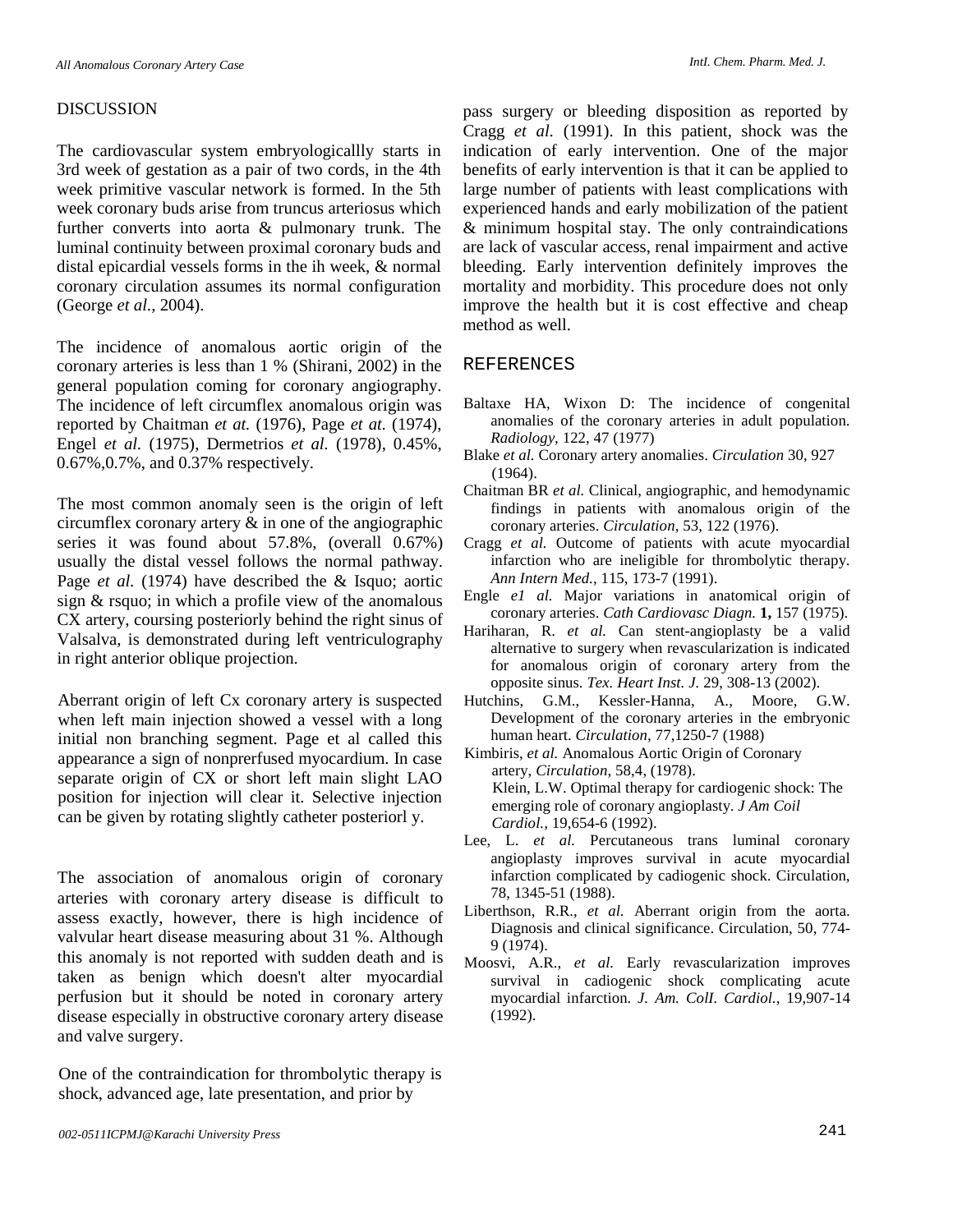## DISCUSSION

The cardiovascular system embryologicallly starts in 3rd week of gestation as a pair of two cords, in the 4th week primitive vascular network is formed. In the 5th week coronary buds arise from truncus arteriosus which further converts into aorta & pulmonary trunk. The luminal continuity between proximal coronary buds and distal epicardial vessels forms in the ih week, & normal coronary circulation assumes its normal configuration (George *et al.*, 2004).

The incidence of anomalous aortic origin of the coronary arteries is less than 1 % (Shirani, 2002) in the general population coming for coronary angiography. The incidence of left circumflex anomalous origin was reported by Chaitman *et at.* (1976), Page *et at.* (1974), Engel *et al.* (1975), Dermetrios *et al.* (1978), 0.45%, 0.67%,0.7%, and 0.37% respectively.

The most common anomaly seen is the origin of left circumflex coronary artery & in one of the angiographic series it was found about 57.8%, (overall 0.67%) usually the distal vessel follows the normal pathway. Page *et al.* (1974) have described the & Isquo; aortic sign & rsquo; in which a profile view of the anomalous CX artery, coursing posteriorly behind the right sinus of Valsalva, is demonstrated during left ventriculography in right anterior oblique projection.

Aberrant origin of left Cx coronary artery is suspected when left main injection showed a vessel with a long initial non branching segment. Page et al called this appearance a sign of nonprerfused myocardium. In case separate origin of CX or short left main slight LAO position for injection will clear it. Selective injection can be given by rotating slightly catheter posteriorl y.

The association of anomalous origin of coronary arteries with coronary artery disease is difficult to assess exactly, however, there is high incidence of valvular heart disease measuring about 31 %. Although this anomaly is not reported with sudden death and is taken as benign which doesn't alter myocardial perfusion but it should be noted in coronary artery disease especially in obstructive coronary artery disease and valve surgery.

One of the contraindication for thrombolytic therapy is shock, advanced age, late presentation, and prior by pass surgery or bleeding disposition as reported by Cragg *et al.* (1991). In this patient, shock was the indication of early intervention. One of the major benefits of early intervention is that it can be applied to large number of patients with least complications with experienced hands and early mobilization of the patient & minimum hospital stay. The only contraindications are lack of vascular access, renal impairment and active bleeding. Early intervention definitely improves the mortality and morbidity. This procedure does not only improve the health but it is cost effective and cheap method as well.

## REFERENCES

Baltaxe HA, Wixon D: The incidence of congenital anomalies of the coronary arteries in adult population. *Radiology,* 122, 47 (1977)

Blake *et al.* Coronary artery anomalies. *Circulation* 30, 927 (1964).

Chaitman BR *et al.* Clinical, angiographic, and hemodynamic findings in patients with anomalous origin of the coronary arteries. *Circulation,* 53, 122 (1976).

Cragg *et al.* Outcome of patients with acute myocardial infarction who are ineligible for thrombolytic therapy. *Ann Intern Med.,* 115, 173-7 (1991).

Engle *e1 al.* Major variations in anatomical origin of coronary arteries. *Cath Cardiovasc Diagn.* **1,** 157 (1975).

Hariharan, R. *et al.* Can stent-angioplasty be a valid alternative to surgery when revascularization is indicated for anomalous origin of coronary artery from the opposite sinus. *Tex. Heart Inst. J.* 29, 308-13 (2002).

Hutchins, G.M., Kessler-Hanna, A., Moore, G.W. Development of the coronary arteries in the embryonic human heart. *Circulation,* 77,1250-7 (1988)

Kimbiris, *et al.* Anomalous Aortic Origin of Coronary artery, *Circulation,* 58,4, (1978).

Klein, L.W. Optimal therapy for cardiogenic shock: The emerging role of coronary angioplasty. *J Am Coil Cardiol.,* 19,654-6 (1992).

Lee, L. *et al.* Percutaneous trans luminal coronary angioplasty improves survival in acute myocardial infarction complicated by cadiogenic shock. Circulation, 78, 1345-51 (1988).

Liberthson, R.R., *et al.* Aberrant origin from the aorta. Diagnosis and clinical significance. Circulation, 50, 774-9 (1974).

Moosvi, A.R., *et al.* Early revascularization improves survival in cardiogenic shock complicating acute myocardial infarction. *J. Am. ColI. Cardiol.,* 19,907-14 (1992).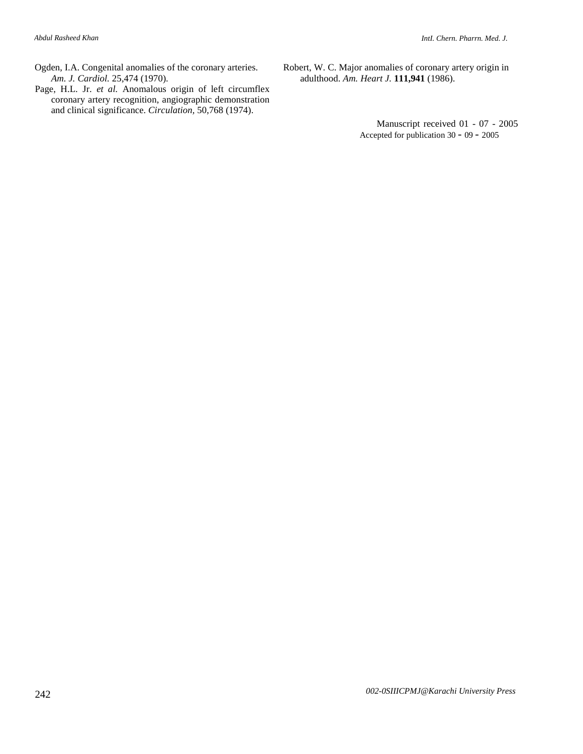Ogden, I.A. Congenital anomalies of the coronary arteries. *Am. J. Cardiol.* 25,474 (1970).

Page, H.L. Jr. *et al.* Anomalous origin of left circumflex coronary artery recognition, angiographic demonstration and clinical significance. *Circulation,* 50,768 (1974).

Robert, W. C. Major anomalies of coronary artery origin in adulthood. *Am. Heart J.* **111,941** (1986).

Manuscript received 01 - 07 - 2005
Accepted for publication 30 - 09 - 2005

*002-0SIIICPMJ@Karachi University Press*